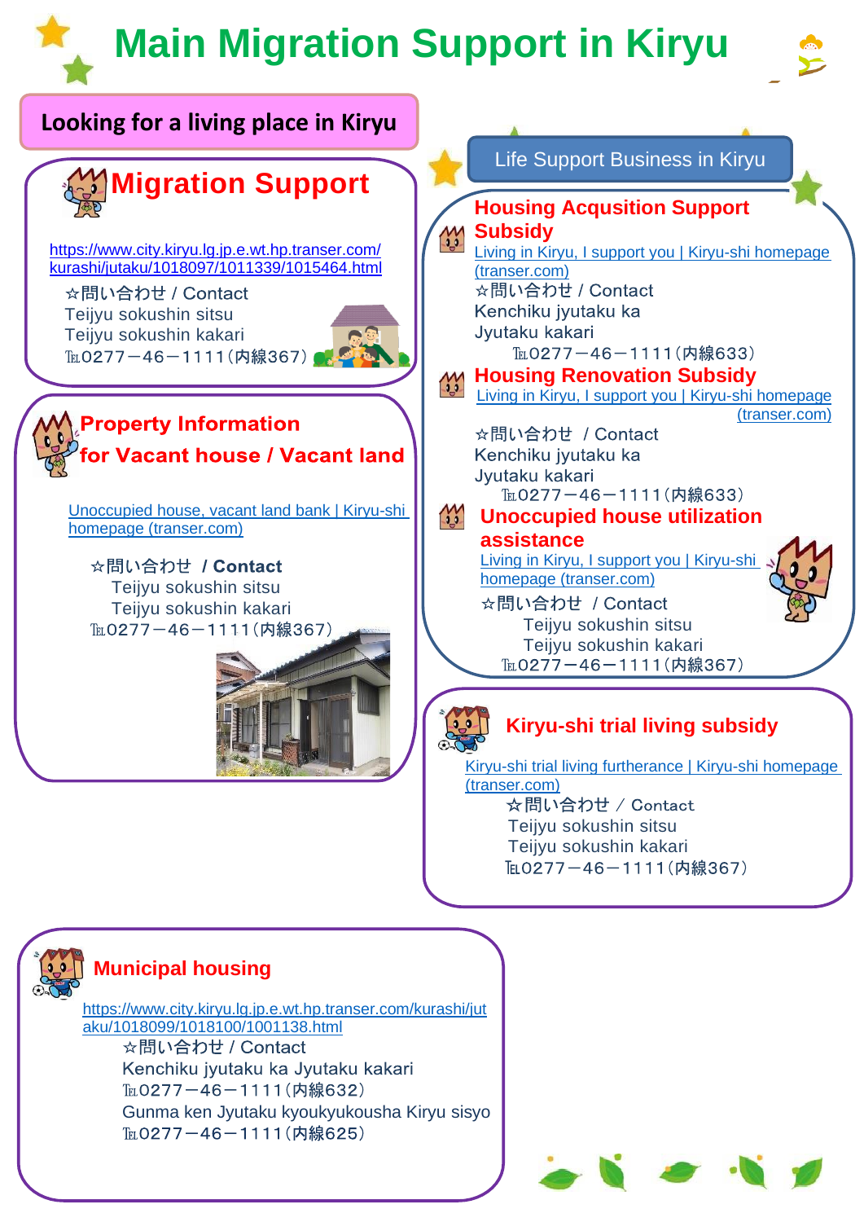# Main Migration Support in Kiryu

## Looking for a living place in Kiryu

### Migration Support

https://www.city.kiryu.lg.jp.e.wt.hp.transer.com/kurashi/jutaku/1018097/1011339/1015464.html

☆問い合わせ / Contact
Teijyu sokushin sitsu
Teijyu sokushin kakari
℡0277－46－1111（内線367）

### Property Information for Vacant house / Vacant land

Unoccupied house, vacant land bank | Kiryu-shi homepage (transer.com)

☆問い合わせ / Contact
Teijyu sokushin sitsu
Teijyu sokushin kakari
℡0277－46－1111（内線367）

## Life Support Business in Kiryu

### Housing Acqusition Support Subsidy

Living in Kiryu, I support you | Kiryu-shi homepage (transer.com)

☆問い合わせ / Contact
Kenchiku jyutaku ka
Jyutaku kakari
℡0277－46－1111（内線633）

### Housing Renovation Subsidy

Living in Kiryu, I support you | Kiryu-shi homepage (transer.com)

☆問い合わせ / Contact
Kenchiku jyutaku ka
Jyutaku kakari
℡0277－46－1111（内線633）

### Unoccupied house utilization assistance

Living in Kiryu, I support you | Kiryu-shi homepage (transer.com)

☆問い合わせ / Contact
Teijyu sokushin sitsu
Teijyu sokushin kakari
℡0277－46－1111（内線367）

### Kiryu-shi trial living subsidy

Kiryu-shi trial living furtherance | Kiryu-shi homepage (transer.com)

☆問い合わせ / Contact
Teijyu sokushin sitsu
Teijyu sokushin kakari
℡0277－46－1111（内線367）

### Municipal housing

https://www.city.kiryu.lg.jp.e.wt.hp.transer.com/kurashi/jutaku/1018099/1018100/1001138.html

☆問い合わせ / Contact
Kenchiku jyutaku ka Jyutaku kakari
℡0277－46－1111（内線632）
Gunma ken Jyutaku kyoukyukousha Kiryu sisyo
℡0277－46－1111（内線625）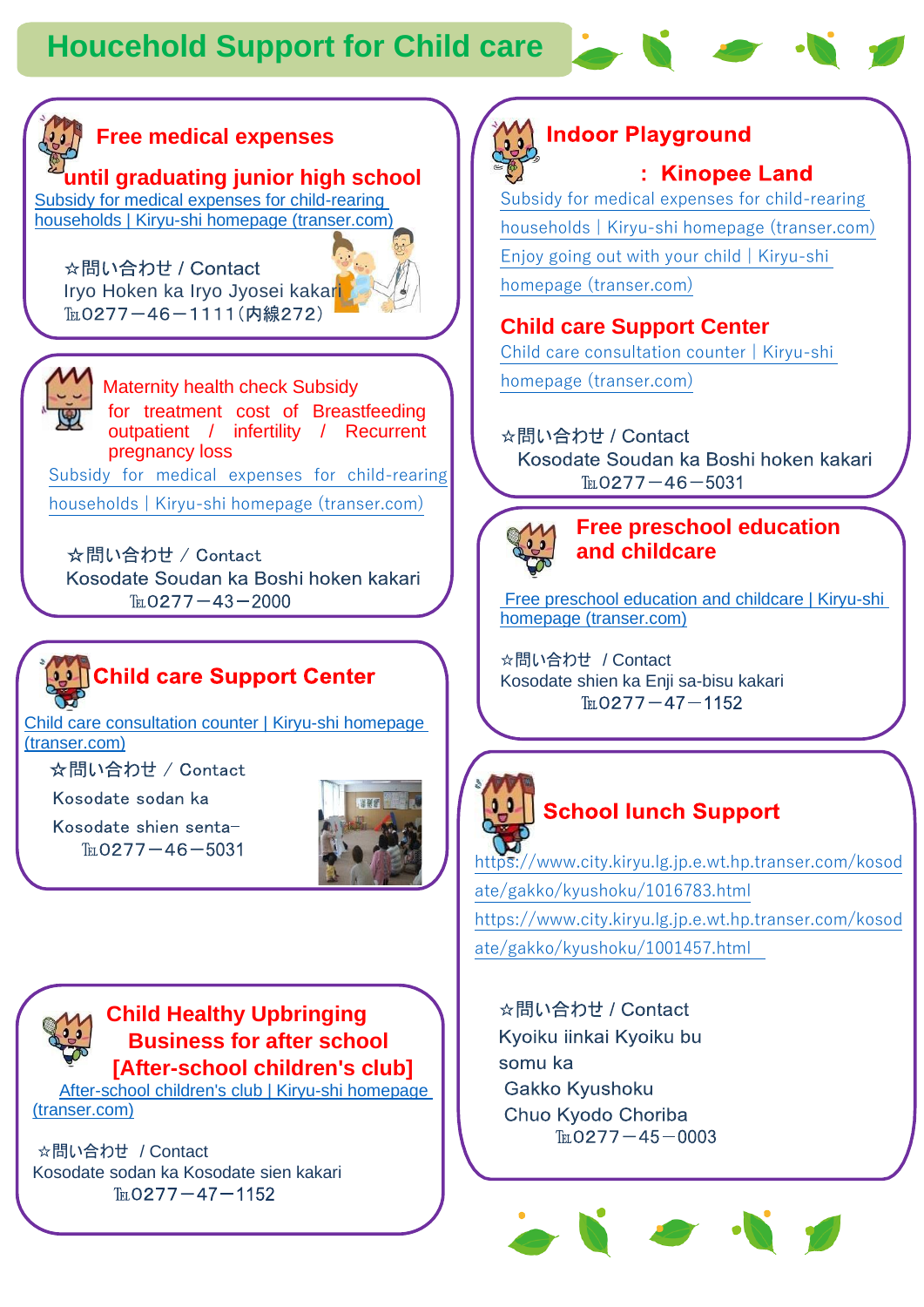# Houcehold Support for Child care

## Free medical expenses until graduating junior high school

Subsidy for medical expenses for child-rearing households | Kiryu-shi homepage (transer.com)

☆問い合わせ / Contact
Iryo Hoken ka Iryo Jyosei kakari
℡0277－46－1111(内線272)

## Maternity health check Subsidy for treatment cost of Breastfeeding outpatient / infertility / Recurrent pregnancy loss

Subsidy for medical expenses for child-rearing households | Kiryu-shi homepage (transer.com)

☆問い合わせ / Contact
Kosodate Soudan ka Boshi hoken kakari
℡0277－43－2000

## Child care Support Center

Child care consultation counter | Kiryu-shi homepage (transer.com)

☆問い合わせ / Contact
Kosodate sodan ka
Kosodate shien senta－
℡0277－46－5031

## Child Healthy Upbringing Business for after school [After-school children's club]

After-school children's club | Kiryu-shi homepage (transer.com)

☆問い合わせ / Contact
Kosodate sodan ka Kosodate sien kakari
℡0277－47－1152

## Indoor Playground ： Kinopee Land

Subsidy for medical expenses for child-rearing households | Kiryu-shi homepage (transer.com)
Enjoy going out with your child | Kiryu-shi homepage (transer.com)

## Child care Support Center

Child care consultation counter | Kiryu-shi homepage (transer.com)

☆問い合わせ / Contact
Kosodate Soudan ka Boshi hoken kakari
℡0277－46－5031

## Free preschool education and childcare

Free preschool education and childcare | Kiryu-shi homepage (transer.com)

☆問い合わせ / Contact
Kosodate shien ka Enji sa-bisu kakari
℡0277－47－1152

## School lunch Support

https://www.city.kiryu.lg.jp.e.wt.hp.transer.com/kosodate/gakko/kyushoku/1016783.html
https://www.city.kiryu.lg.jp.e.wt.hp.transer.com/kosodate/gakko/kyushoku/1001457.html

☆問い合わせ / Contact
Kyoiku iinkai Kyoiku bu
somu ka
Gakko Kyushoku
Chuo Kyodo Choriba
℡0277－45－0003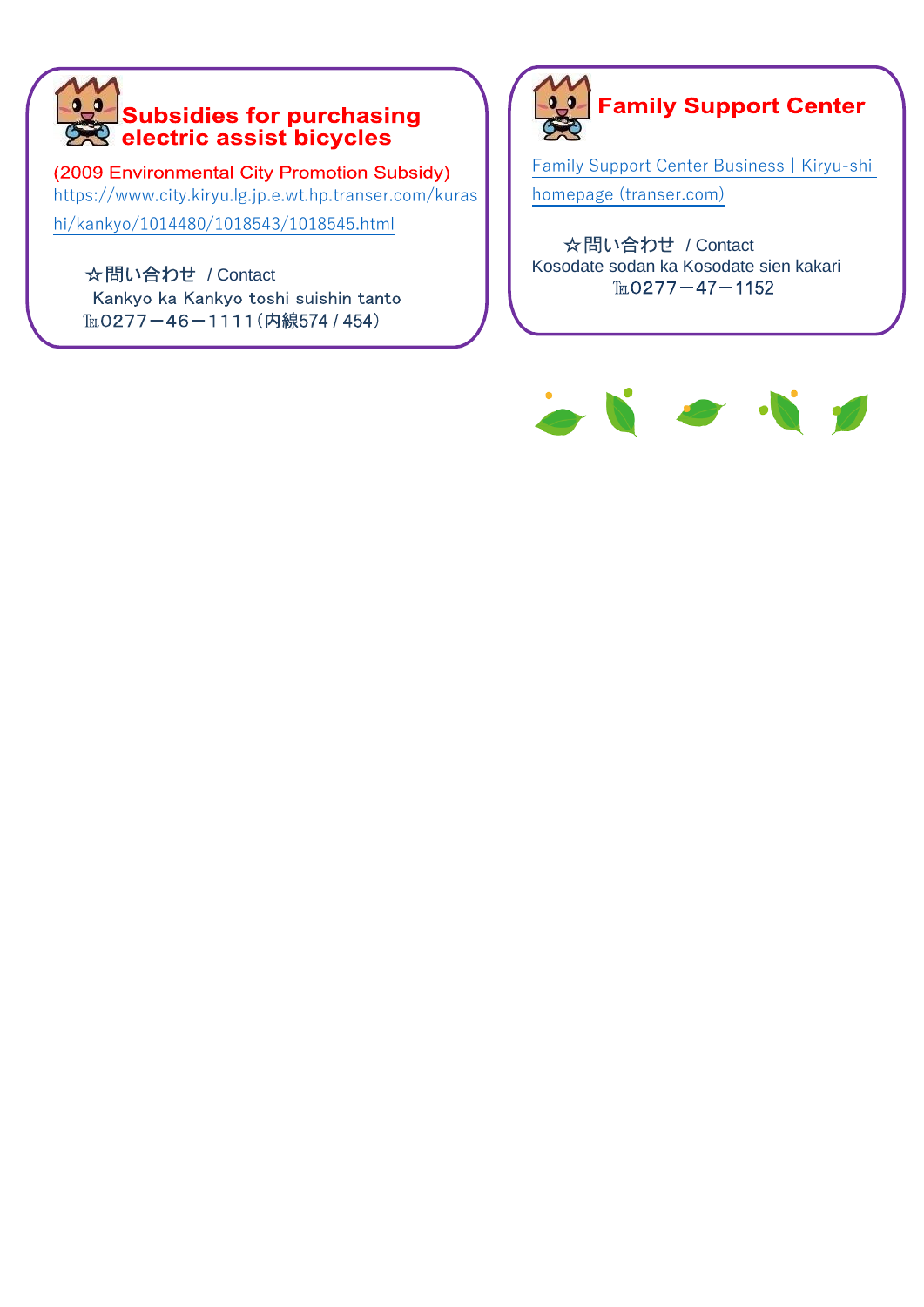## Subsidies for purchasing electric assist bicycles

(2009 Environmental City Promotion Subsidy)
https://www.city.kiryu.lg.jp.e.wt.hp.transer.com/kurashi/kankyo/1014480/1018543/1018545.html

☆問い合わせ / Contact
Kankyo ka Kankyo toshi suishin tanto
℡0277－46－1111(内線574 / 454)

## Family Support Center

Family Support Center Business | Kiryu-shi homepage (transer.com)

☆問い合わせ / Contact
Kosodate sodan ka Kosodate sien kakari
℡0277－47－1152